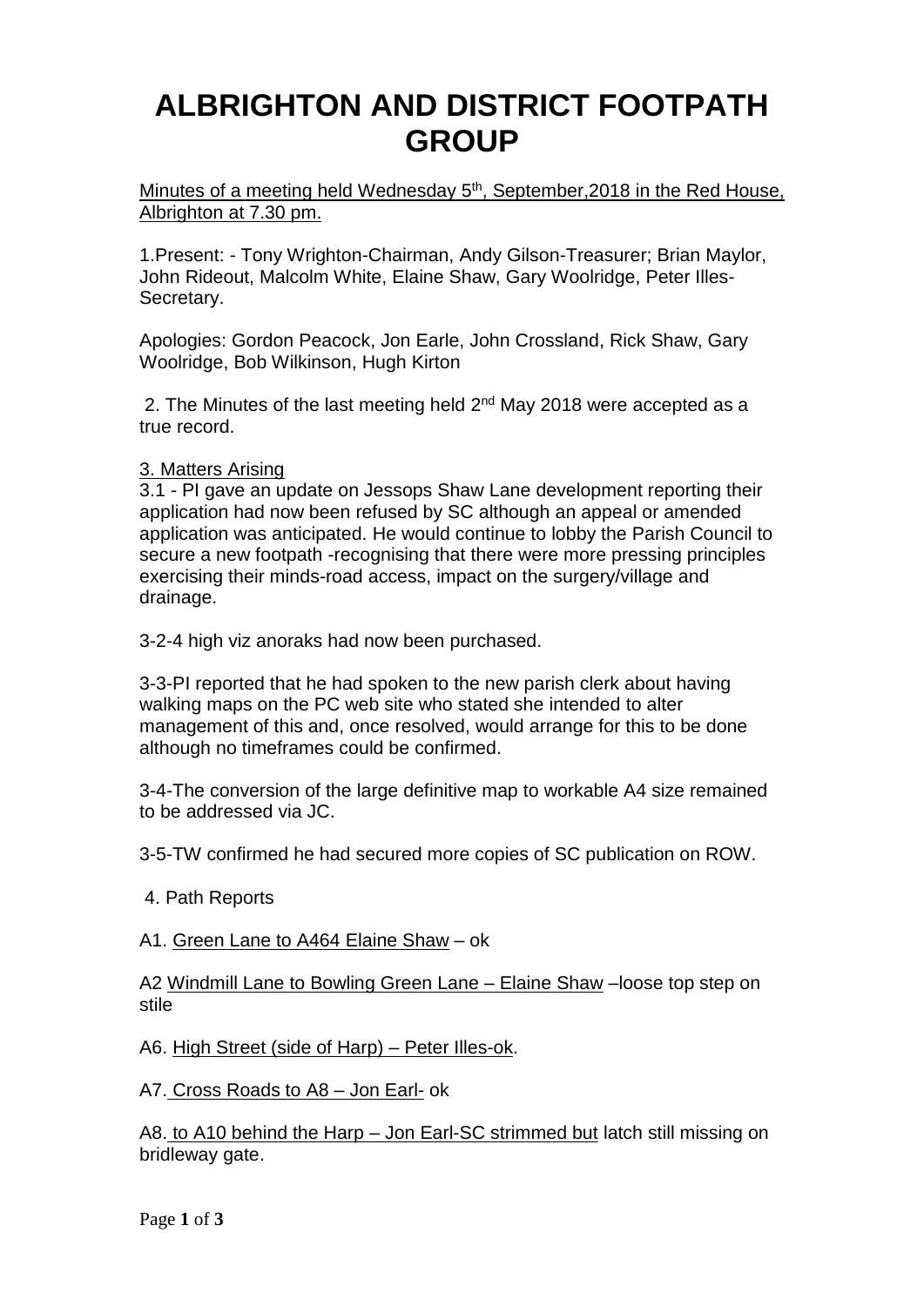# ALBRIGHTON AND DISTRICT FOOTPATH GROUP

Minutes of a meeting held Wednesday 5th, September,2018 in the Red House, Albrighton at 7.30 pm.

1.Present: - Tony Wrighton-Chairman, Andy Gilson-Treasurer; Brian Maylor, John Rideout, Malcolm White, Elaine Shaw, Gary Woolridge, Peter Illes-Secretary.

Apologies: Gordon Peacock, Jon Earle, John Crossland, Rick Shaw, Gary Woolridge, Bob Wilkinson, Hugh Kirton

2. The Minutes of the last meeting held 2nd May 2018 were accepted as a true record.

3. Matters Arising

3.1 - PI gave an update on Jessops Shaw Lane development reporting their application had now been refused by SC although an appeal or amended application was anticipated. He would continue to lobby the Parish Council to secure a new footpath -recognising that there were more pressing principles exercising their minds-road access, impact on the surgery/village and drainage.

3-2-4 high viz anoraks had now been purchased.

3-3-PI reported that he had spoken to the new parish clerk about having walking maps on the PC web site who stated she intended to alter management of this and, once resolved, would arrange for this to be done although no timeframes could be confirmed.

3-4-The conversion of the large definitive map to workable A4 size remained to be addressed via JC.

3-5-TW confirmed he had secured more copies of SC publication on ROW.

4. Path Reports

A1. Green Lane to A464 Elaine Shaw – ok

A2 Windmill Lane to Bowling Green Lane – Elaine Shaw –loose top step on stile

A6. High Street (side of Harp) – Peter Illes-ok.

A7. Cross Roads to A8 – Jon Earl- ok

A8. to A10 behind the Harp – Jon Earl-SC strimmed but latch still missing on bridleway gate.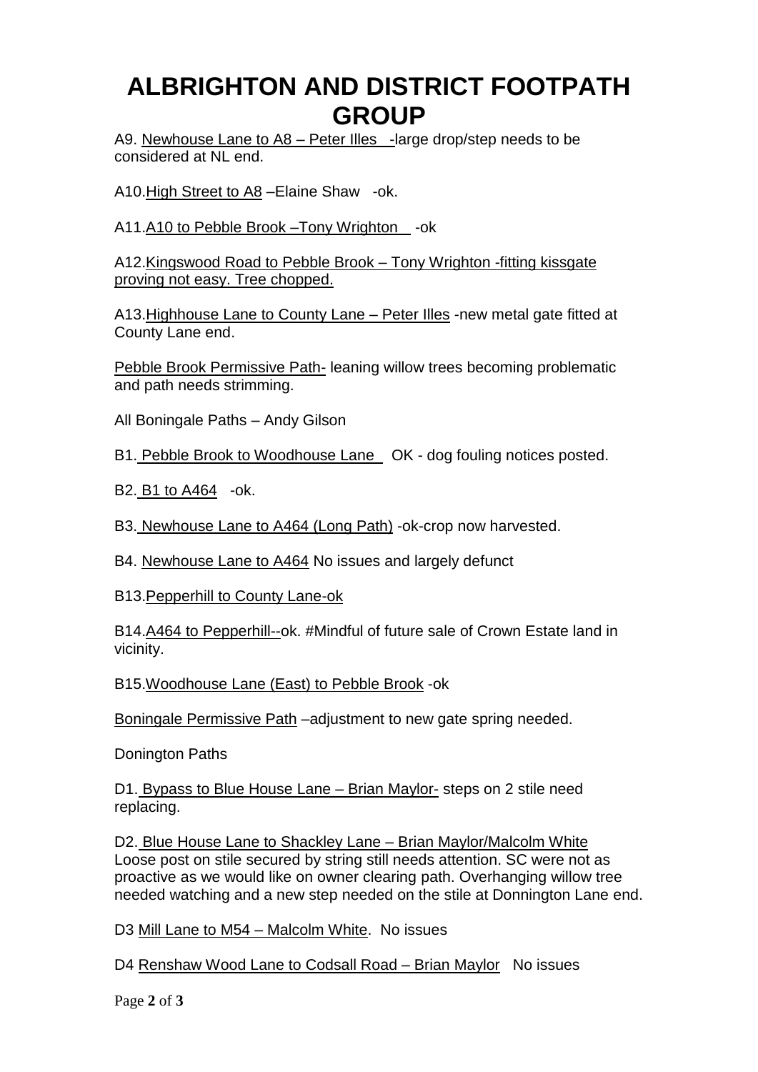# ALBRIGHTON AND DISTRICT FOOTPATH GROUP

A9. Newhouse Lane to A8 – Peter Illes -large drop/step needs to be considered at NL end.

A10.High Street to A8 –Elaine Shaw -ok.

A11.A10 to Pebble Brook –Tony Wrighton -ok

A12.Kingswood Road to Pebble Brook – Tony Wrighton -fitting kissgate proving not easy. Tree chopped.

A13.Highhouse Lane to County Lane – Peter Illes -new metal gate fitted at County Lane end.

Pebble Brook Permissive Path- leaning willow trees becoming problematic and path needs strimming.

All Boningale Paths – Andy Gilson

B1. Pebble Brook to Woodhouse Lane OK - dog fouling notices posted.

B2. B1 to A464 -ok.

B3. Newhouse Lane to A464 (Long Path) -ok-crop now harvested.

B4. Newhouse Lane to A464 No issues and largely defunct

B13.Pepperhill to County Lane-ok

B14.A464 to Pepperhill--ok. #Mindful of future sale of Crown Estate land in vicinity.

B15.Woodhouse Lane (East) to Pebble Brook -ok

Boningale Permissive Path –adjustment to new gate spring needed.

Donington Paths

D1. Bypass to Blue House Lane – Brian Maylor- steps on 2 stile need replacing.

D2. Blue House Lane to Shackley Lane – Brian Maylor/Malcolm White Loose post on stile secured by string still needs attention. SC were not as proactive as we would like on owner clearing path. Overhanging willow tree needed watching and a new step needed on the stile at Donnington Lane end.

D3 Mill Lane to M54 – Malcolm White. No issues

D4 Renshaw Wood Lane to Codsall Road – Brian Maylor No issues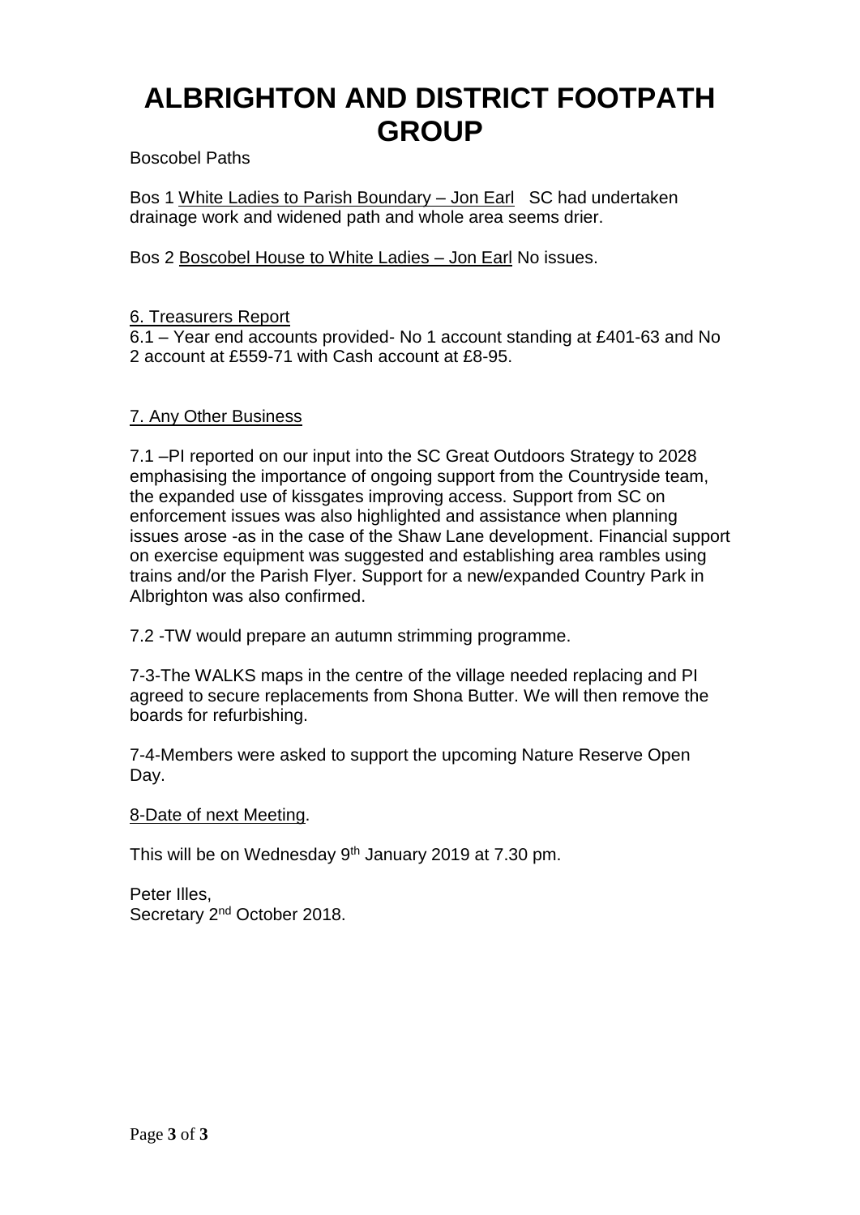# ALBRIGHTON AND DISTRICT FOOTPATH GROUP

Boscobel Paths

Bos 1 White Ladies to Parish Boundary – Jon Earl   SC had undertaken drainage work and widened path and whole area seems drier.

Bos 2 Boscobel House to White Ladies – Jon Earl No issues.

6. Treasurers Report

6.1 – Year end accounts provided- No 1 account standing at £401-63 and No 2 account at £559-71 with Cash account at £8-95.

7. Any Other Business

7.1 –PI reported on our input into the SC Great Outdoors Strategy to 2028 emphasising the importance of ongoing support from the Countryside team, the expanded use of kissgates improving access. Support from SC on enforcement issues was also highlighted and assistance when planning issues arose -as in the case of the Shaw Lane development. Financial support on exercise equipment was suggested and establishing area rambles using trains and/or the Parish Flyer. Support for a new/expanded Country Park in Albrighton was also confirmed.

7.2 -TW would prepare an autumn strimming programme.

7-3-The WALKS maps in the centre of the village needed replacing and PI agreed to secure replacements from Shona Butter. We will then remove the boards for refurbishing.

7-4-Members were asked to support the upcoming Nature Reserve Open Day.

8-Date of next Meeting.

This will be on Wednesday 9th January 2019 at 7.30 pm.

Peter Illes,
Secretary 2nd October 2018.